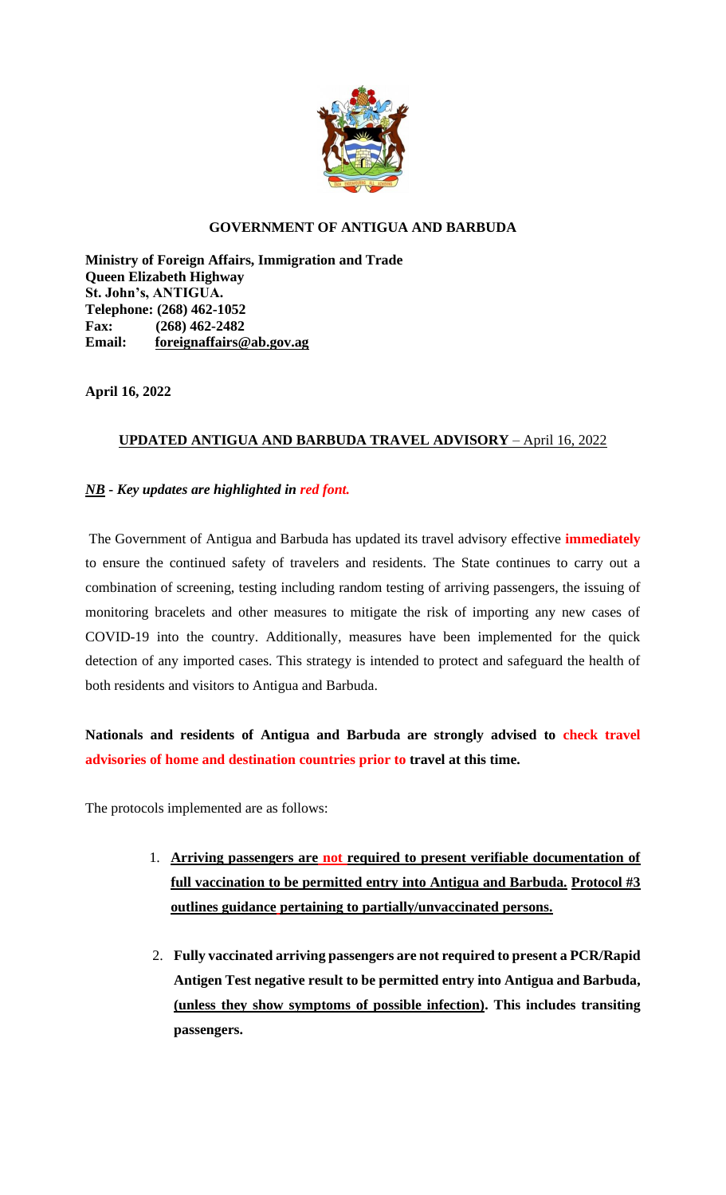**GOVERNMENT OF ANTIGUA AND BARBUDA**

**Ministry of Foreign Affairs, Immigration and Trade**
**Queen Elizabeth Highway**
**St. John's, ANTIGUA.**
**Telephone: (268) 462-1052**
**Fax: (268) 462-2482**
**Email: foreignaffairs@ab.gov.ag**

**April 16, 2022**

**UPDATED ANTIGUA AND BARBUDA TRAVEL ADVISORY** – April 16, 2022

***NB - Key updates are highlighted in red font.***

The Government of Antigua and Barbuda has updated its travel advisory effective **immediately** to ensure the continued safety of travelers and residents. The State continues to carry out a combination of screening, testing including random testing of arriving passengers, the issuing of monitoring bracelets and other measures to mitigate the risk of importing any new cases of COVID-19 into the country. Additionally, measures have been implemented for the quick detection of any imported cases. This strategy is intended to protect and safeguard the health of both residents and visitors to Antigua and Barbuda.

**Nationals and residents of Antigua and Barbuda are strongly advised to check travel advisories of home and destination countries prior to travel at this time.**

The protocols implemented are as follows:

1. **Arriving passengers are not required to present verifiable documentation of full vaccination to be permitted entry into Antigua and Barbuda. Protocol #3 outlines guidance pertaining to partially/unvaccinated persons.**

2. **Fully vaccinated arriving passengers are not required to present a PCR/Rapid Antigen Test negative result to be permitted entry into Antigua and Barbuda, (unless they show symptoms of possible infection). This includes transiting passengers.**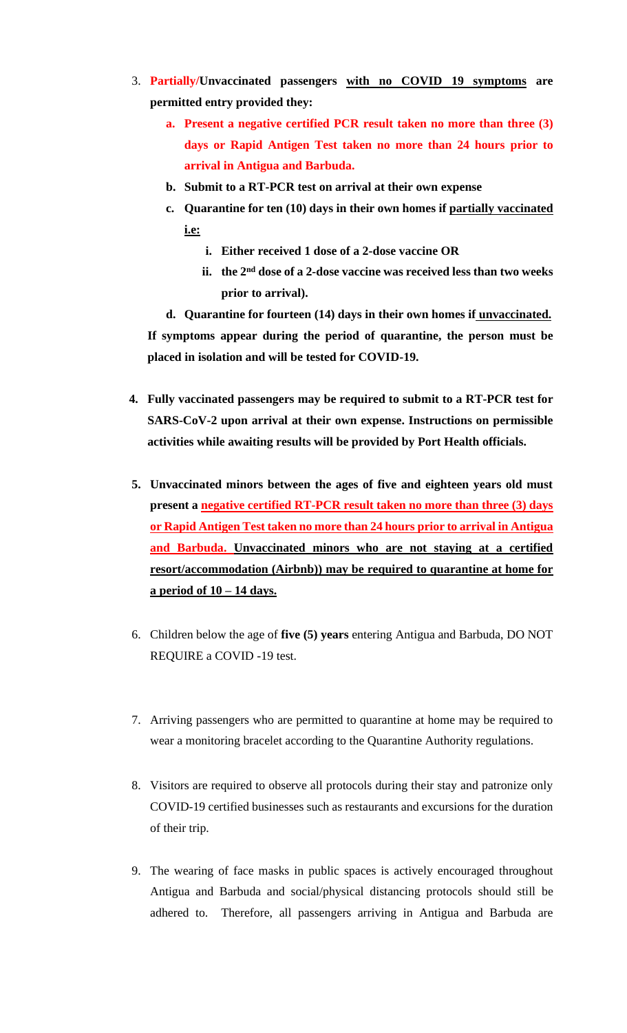3. **Partially/Unvaccinated passengers <u>with no COVID 19 symptoms</u> are permitted entry provided they:**
    a. **Present a negative certified PCR result taken no more than three (3) days or Rapid Antigen Test taken no more than 24 hours prior to arrival in Antigua and Barbuda.**
    b. **Submit to a RT-PCR test on arrival at their own expense**
    c. **Quarantine for ten (10) days in their own homes if <u>partially vaccinated i.e:</u>**
        i. **Either received 1 dose of a 2-dose vaccine OR**
        ii. **the 2nd dose of a 2-dose vaccine was received less than two weeks prior to arrival).**
    d. **Quarantine for fourteen (14) days in their own homes if <u>unvaccinated.</u>**

    **If symptoms appear during the period of quarantine, the person must be placed in isolation and will be tested for COVID-19.**

4. **Fully vaccinated passengers may be required to submit to a RT-PCR test for SARS-CoV-2 upon arrival at their own expense. Instructions on permissible activities while awaiting results will be provided by Port Health officials.**

5. **Unvaccinated minors between the ages of five and eighteen years old must present a <u>negative certified RT-PCR result taken no more than three (3) days or Rapid Antigen Test taken no more than 24 hours prior to arrival in Antigua and Barbuda.</u> <u>Unvaccinated minors who are not staying at a certified resort/accommodation (Airbnb)) may be required to quarantine at home for a period of 10 – 14 days.</u>**

6. Children below the age of **five (5) years** entering Antigua and Barbuda, DO NOT REQUIRE a COVID -19 test.

7. Arriving passengers who are permitted to quarantine at home may be required to wear a monitoring bracelet according to the Quarantine Authority regulations.

8. Visitors are required to observe all protocols during their stay and patronize only COVID-19 certified businesses such as restaurants and excursions for the duration of their trip.

9. The wearing of face masks in public spaces is actively encouraged throughout Antigua and Barbuda and social/physical distancing protocols should still be adhered to. Therefore, all passengers arriving in Antigua and Barbuda are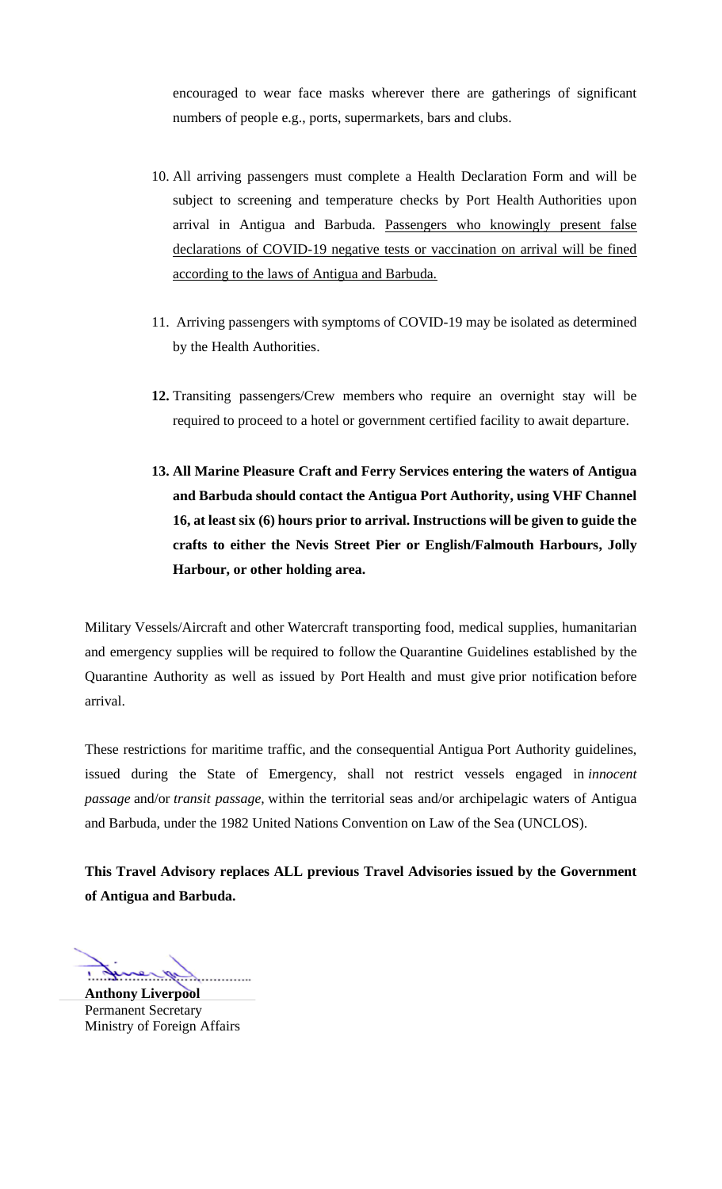encouraged to wear face masks wherever there are gatherings of significant numbers of people e.g., ports, supermarkets, bars and clubs.

10. All arriving passengers must complete a Health Declaration Form and will be subject to screening and temperature checks by Port Health Authorities upon arrival in Antigua and Barbuda. <u>Passengers who knowingly present false declarations of COVID-19 negative tests or vaccination on arrival will be fined according to the laws of Antigua and Barbuda.</u>

11. Arriving passengers with symptoms of COVID-19 may be isolated as determined by the Health Authorities.

12. Transiting passengers/Crew members who require an overnight stay will be required to proceed to a hotel or government certified facility to await departure.

13. **All Marine Pleasure Craft and Ferry Services entering the waters of Antigua and Barbuda should contact the Antigua Port Authority, using VHF Channel 16, at least six (6) hours prior to arrival. Instructions will be given to guide the crafts to either the Nevis Street Pier or English/Falmouth Harbours, Jolly Harbour, or other holding area.**

Military Vessels/Aircraft and other Watercraft transporting food, medical supplies, humanitarian and emergency supplies will be required to follow the Quarantine Guidelines established by the Quarantine Authority as well as issued by Port Health and must give prior notification before arrival.

These restrictions for maritime traffic, and the consequential Antigua Port Authority guidelines, issued during the State of Emergency, shall not restrict vessels engaged in *innocent passage* and/or *transit passage*, within the territorial seas and/or archipelagic waters of Antigua and Barbuda, under the 1982 United Nations Convention on Law of the Sea (UNCLOS).

**This Travel Advisory replaces ALL previous Travel Advisories issued by the Government of Antigua and Barbuda.**

**Anthony Liverpool**
Permanent Secretary
Ministry of Foreign Affairs